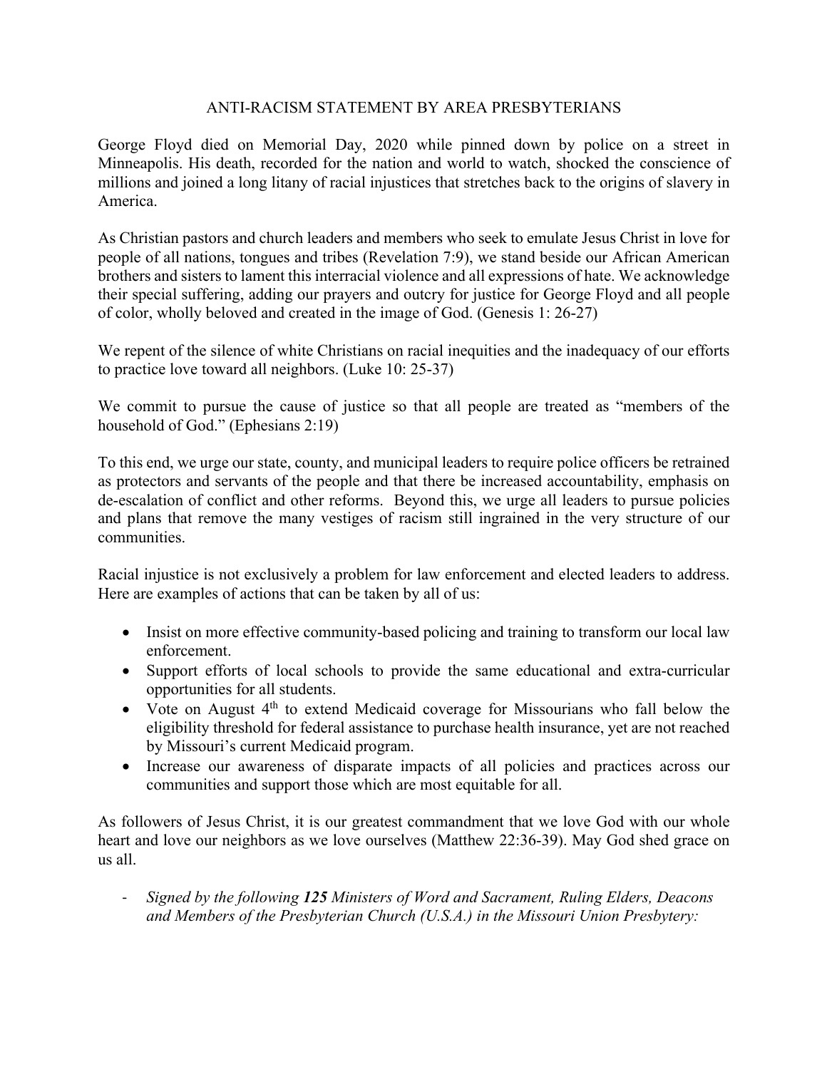# ANTI-RACISM STATEMENT BY AREA PRESBYTERIANS

George Floyd died on Memorial Day, 2020 while pinned down by police on a street in Minneapolis. His death, recorded for the nation and world to watch, shocked the conscience of millions and joined a long litany of racial injustices that stretches back to the origins of slavery in America.

As Christian pastors and church leaders and members who seek to emulate Jesus Christ in love for people of all nations, tongues and tribes (Revelation 7:9), we stand beside our African American brothers and sisters to lament this interracial violence and all expressions of hate. We acknowledge their special suffering, adding our prayers and outcry for justice for George Floyd and all people of color, wholly beloved and created in the image of God. (Genesis 1: 26-27)

We repent of the silence of white Christians on racial inequities and the inadequacy of our efforts to practice love toward all neighbors. (Luke 10: 25-37)

We commit to pursue the cause of justice so that all people are treated as "members of the household of God." (Ephesians 2:19)

To this end, we urge our state, county, and municipal leaders to require police officers be retrained as protectors and servants of the people and that there be increased accountability, emphasis on de-escalation of conflict and other reforms. Beyond this, we urge all leaders to pursue policies and plans that remove the many vestiges of racism still ingrained in the very structure of our communities.

Racial injustice is not exclusively a problem for law enforcement and elected leaders to address. Here are examples of actions that can be taken by all of us:

- Insist on more effective community-based policing and training to transform our local law enforcement.
- Support efforts of local schools to provide the same educational and extra-curricular opportunities for all students.
- Vote on August 4th to extend Medicaid coverage for Missourians who fall below the eligibility threshold for federal assistance to purchase health insurance, yet are not reached by Missouri's current Medicaid program.
- Increase our awareness of disparate impacts of all policies and practices across our communities and support those which are most equitable for all.

As followers of Jesus Christ, it is our greatest commandment that we love God with our whole heart and love our neighbors as we love ourselves (Matthew 22:36-39). May God shed grace on us all.

- *Signed by the following **125** Ministers of Word and Sacrament, Ruling Elders, Deacons and Members of the Presbyterian Church (U.S.A.) in the Missouri Union Presbytery:*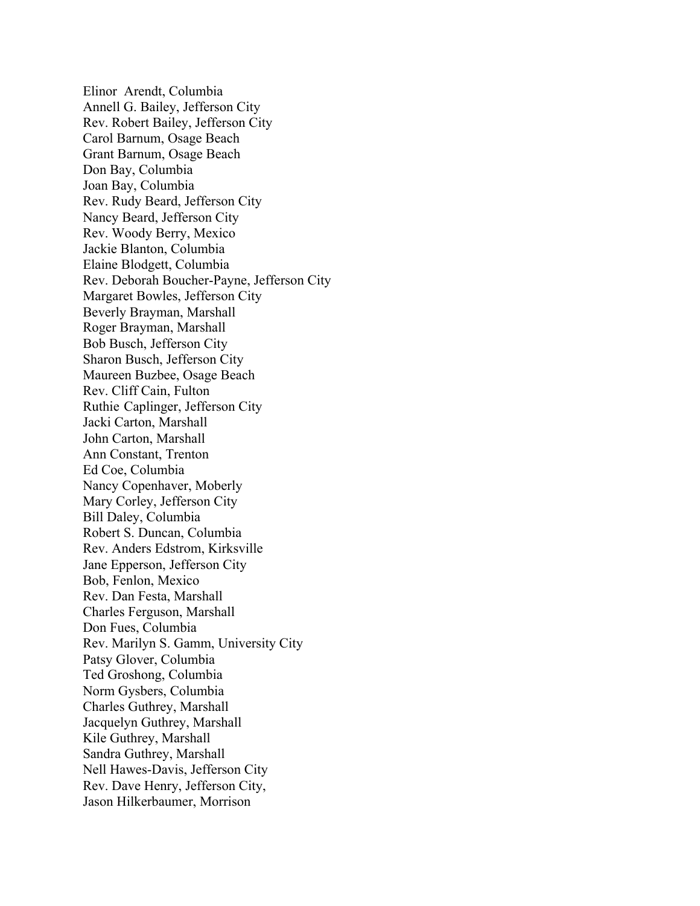Elinor  Arendt, Columbia
Annell G. Bailey, Jefferson City
Rev. Robert Bailey, Jefferson City
Carol Barnum, Osage Beach
Grant Barnum, Osage Beach
Don Bay, Columbia
Joan Bay, Columbia
Rev. Rudy Beard, Jefferson City
Nancy Beard, Jefferson City
Rev. Woody Berry, Mexico
Jackie Blanton, Columbia
Elaine Blodgett, Columbia
Rev. Deborah Boucher-Payne, Jefferson City
Margaret Bowles, Jefferson City
Beverly Brayman, Marshall
Roger Brayman, Marshall
Bob Busch, Jefferson City
Sharon Busch, Jefferson City
Maureen Buzbee, Osage Beach
Rev. Cliff Cain, Fulton
Ruthie Caplinger, Jefferson City
Jacki Carton, Marshall
John Carton, Marshall
Ann Constant, Trenton
Ed Coe, Columbia
Nancy Copenhaver, Moberly
Mary Corley, Jefferson City
Bill Daley, Columbia
Robert S. Duncan, Columbia
Rev. Anders Edstrom, Kirksville
Jane Epperson, Jefferson City
Bob, Fenlon, Mexico
Rev. Dan Festa, Marshall
Charles Ferguson, Marshall
Don Fues, Columbia
Rev. Marilyn S. Gamm, University City
Patsy Glover, Columbia
Ted Groshong, Columbia
Norm Gysbers, Columbia
Charles Guthrey, Marshall
Jacquelyn Guthrey, Marshall
Kile Guthrey, Marshall
Sandra Guthrey, Marshall
Nell Hawes-Davis, Jefferson City
Rev. Dave Henry, Jefferson City,
Jason Hilkerbaumer, Morrison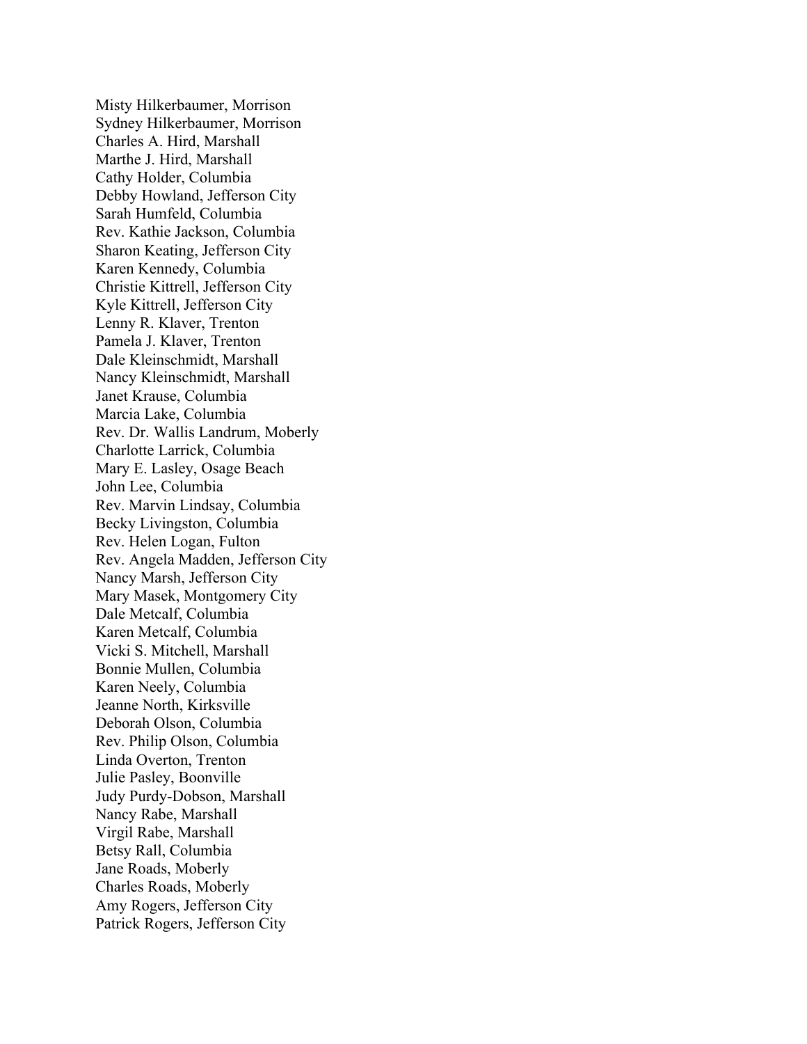Misty Hilkerbaumer, Morrison
Sydney Hilkerbaumer, Morrison
Charles A. Hird, Marshall
Marthe J. Hird, Marshall
Cathy Holder, Columbia
Debby Howland, Jefferson City
Sarah Humfeld, Columbia
Rev. Kathie Jackson, Columbia
Sharon Keating, Jefferson City
Karen Kennedy, Columbia
Christie Kittrell, Jefferson City
Kyle Kittrell, Jefferson City
Lenny R. Klaver, Trenton
Pamela J. Klaver, Trenton
Dale Kleinschmidt, Marshall
Nancy Kleinschmidt, Marshall
Janet Krause, Columbia
Marcia Lake, Columbia
Rev. Dr. Wallis Landrum, Moberly
Charlotte Larrick, Columbia
Mary E. Lasley, Osage Beach
John Lee, Columbia
Rev. Marvin Lindsay, Columbia
Becky Livingston, Columbia
Rev. Helen Logan, Fulton
Rev. Angela Madden, Jefferson City
Nancy Marsh, Jefferson City
Mary Masek, Montgomery City
Dale Metcalf, Columbia
Karen Metcalf, Columbia
Vicki S. Mitchell, Marshall
Bonnie Mullen, Columbia
Karen Neely, Columbia
Jeanne North, Kirksville
Deborah Olson, Columbia
Rev. Philip Olson, Columbia
Linda Overton, Trenton
Julie Pasley, Boonville
Judy Purdy-Dobson, Marshall
Nancy Rabe, Marshall
Virgil Rabe, Marshall
Betsy Rall, Columbia
Jane Roads, Moberly
Charles Roads, Moberly
Amy Rogers, Jefferson City
Patrick Rogers, Jefferson City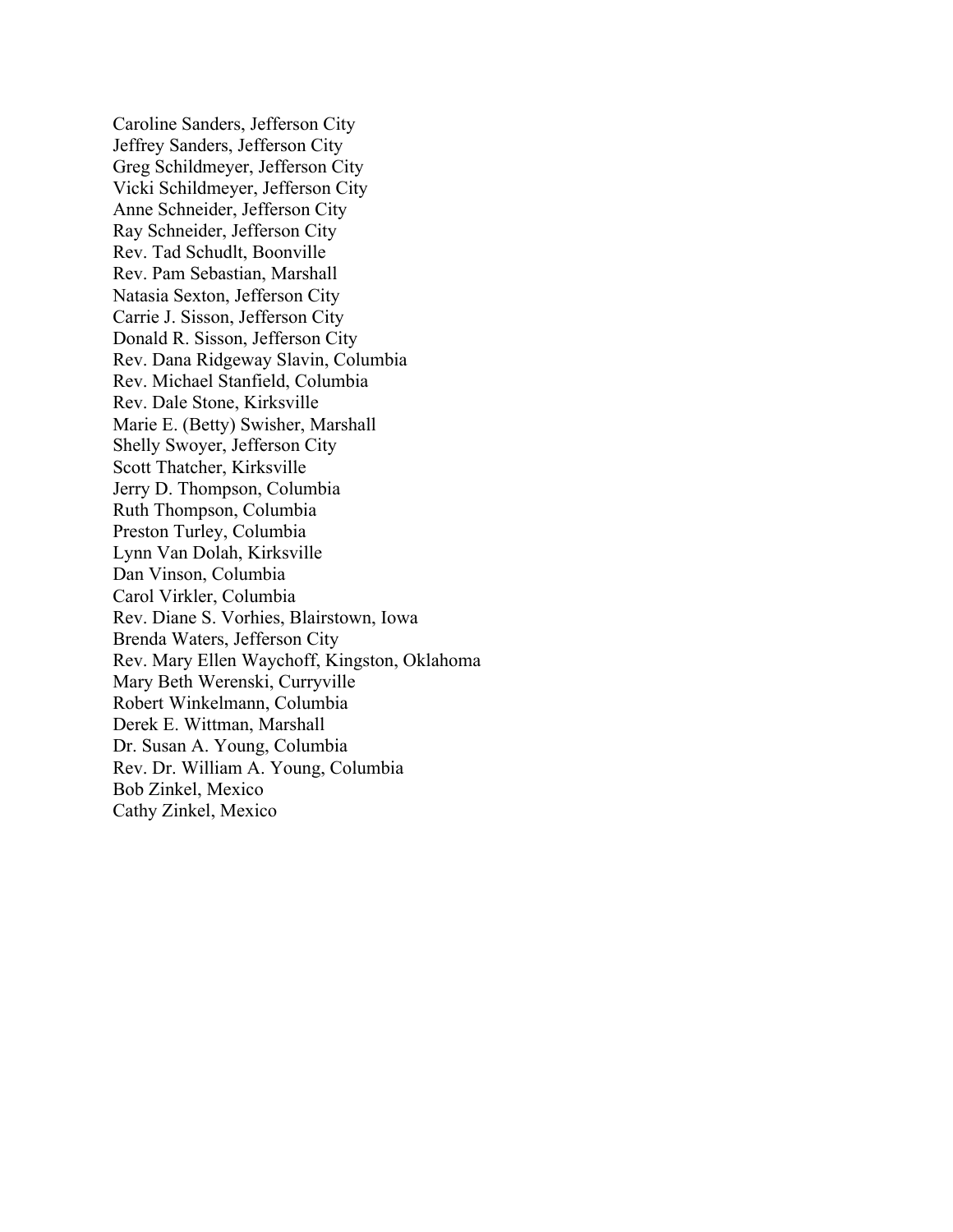Caroline Sanders, Jefferson City
Jeffrey Sanders, Jefferson City
Greg Schildmeyer, Jefferson City
Vicki Schildmeyer, Jefferson City
Anne Schneider, Jefferson City
Ray Schneider, Jefferson City
Rev. Tad Schudlt, Boonville
Rev. Pam Sebastian, Marshall
Natasia Sexton, Jefferson City
Carrie J. Sisson, Jefferson City
Donald R. Sisson, Jefferson City
Rev. Dana Ridgeway Slavin, Columbia
Rev. Michael Stanfield, Columbia
Rev. Dale Stone, Kirksville
Marie E. (Betty) Swisher, Marshall
Shelly Swoyer, Jefferson City
Scott Thatcher, Kirksville
Jerry D. Thompson, Columbia
Ruth Thompson, Columbia
Preston Turley, Columbia
Lynn Van Dolah, Kirksville
Dan Vinson, Columbia
Carol Virkler, Columbia
Rev. Diane S. Vorhies, Blairstown, Iowa
Brenda Waters, Jefferson City
Rev. Mary Ellen Waychoff, Kingston, Oklahoma
Mary Beth Werenski, Curryville
Robert Winkelmann, Columbia
Derek E. Wittman, Marshall
Dr. Susan A. Young, Columbia
Rev. Dr. William A. Young, Columbia
Bob Zinkel, Mexico
Cathy Zinkel, Mexico